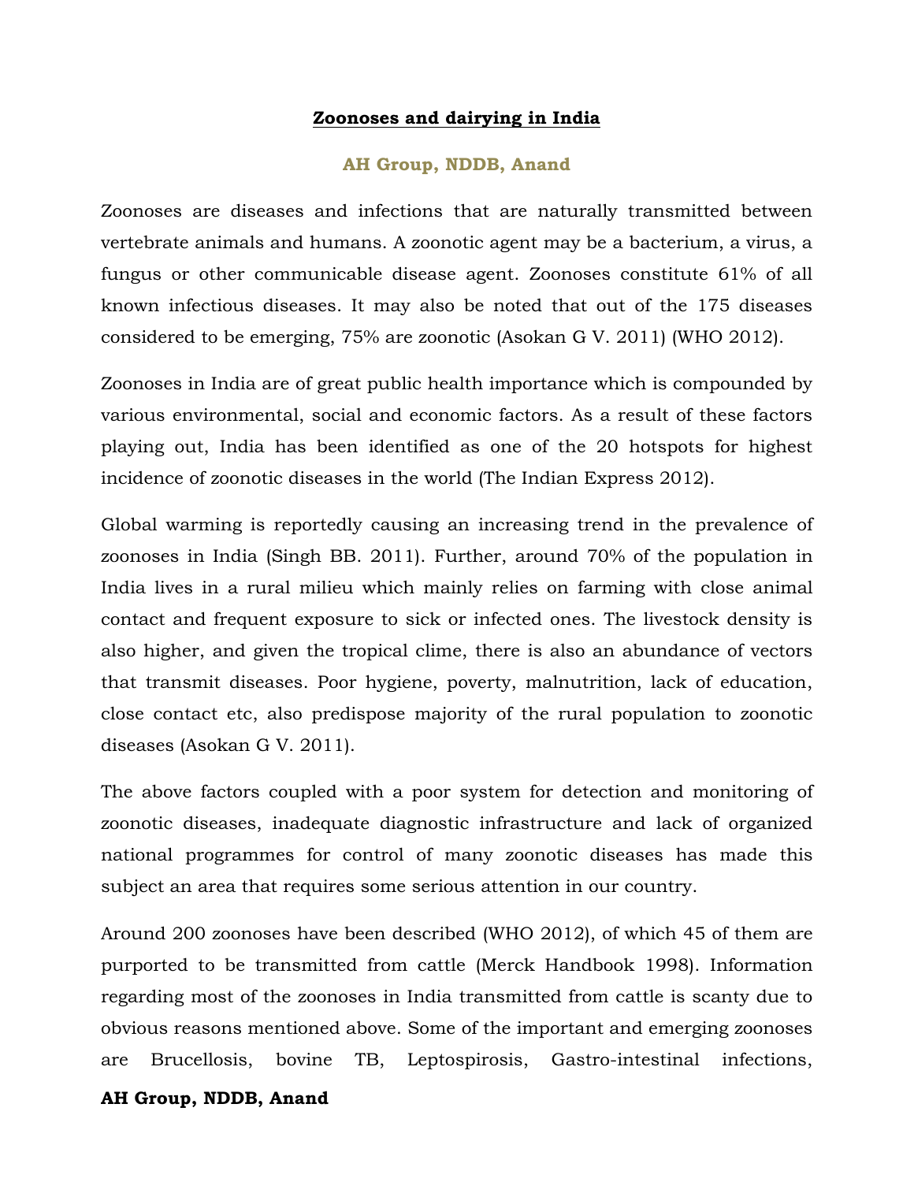# Zoonoses and dairying in India

**AH Group, NDDB, Anand**

Zoonoses are diseases and infections that are naturally transmitted between vertebrate animals and humans. A zoonotic agent may be a bacterium, a virus, a fungus or other communicable disease agent. Zoonoses constitute 61% of all known infectious diseases. It may also be noted that out of the 175 diseases considered to be emerging, 75% are zoonotic (Asokan G V. 2011) (WHO 2012).

Zoonoses in India are of great public health importance which is compounded by various environmental, social and economic factors. As a result of these factors playing out, India has been identified as one of the 20 hotspots for highest incidence of zoonotic diseases in the world (The Indian Express 2012).

Global warming is reportedly causing an increasing trend in the prevalence of zoonoses in India (Singh BB. 2011). Further, around 70% of the population in India lives in a rural milieu which mainly relies on farming with close animal contact and frequent exposure to sick or infected ones. The livestock density is also higher, and given the tropical clime, there is also an abundance of vectors that transmit diseases. Poor hygiene, poverty, malnutrition, lack of education, close contact etc, also predispose majority of the rural population to zoonotic diseases (Asokan G V. 2011).

The above factors coupled with a poor system for detection and monitoring of zoonotic diseases, inadequate diagnostic infrastructure and lack of organized national programmes for control of many zoonotic diseases has made this subject an area that requires some serious attention in our country.

Around 200 zoonoses have been described (WHO 2012), of which 45 of them are purported to be transmitted from cattle (Merck Handbook 1998). Information regarding most of the zoonoses in India transmitted from cattle is scanty due to obvious reasons mentioned above. Some of the important and emerging zoonoses are Brucellosis, bovine TB, Leptospirosis, Gastro-intestinal infections,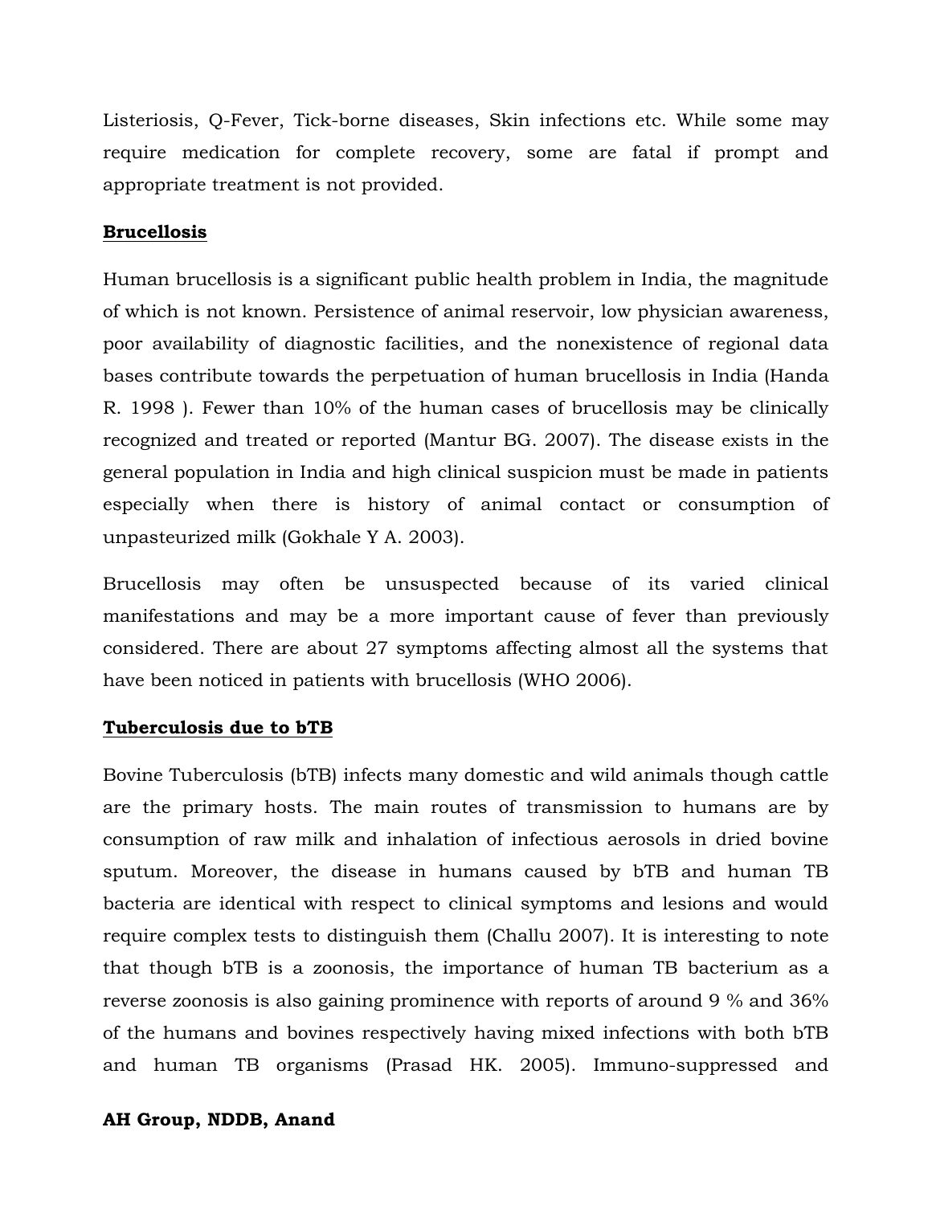Listeriosis, Q-Fever, Tick-borne diseases, Skin infections etc. While some may require medication for complete recovery, some are fatal if prompt and appropriate treatment is not provided.

## Brucellosis

Human brucellosis is a significant public health problem in India, the magnitude of which is not known. Persistence of animal reservoir, low physician awareness, poor availability of diagnostic facilities, and the nonexistence of regional data bases contribute towards the perpetuation of human brucellosis in India (Handa R. 1998 ). Fewer than 10% of the human cases of brucellosis may be clinically recognized and treated or reported (Mantur BG. 2007). The disease exists in the general population in India and high clinical suspicion must be made in patients especially when there is history of animal contact or consumption of unpasteurized milk (Gokhale Y A. 2003).

Brucellosis may often be unsuspected because of its varied clinical manifestations and may be a more important cause of fever than previously considered. There are about 27 symptoms affecting almost all the systems that have been noticed in patients with brucellosis (WHO 2006).

## Tuberculosis due to bTB

Bovine Tuberculosis (bTB) infects many domestic and wild animals though cattle are the primary hosts. The main routes of transmission to humans are by consumption of raw milk and inhalation of infectious aerosols in dried bovine sputum. Moreover, the disease in humans caused by bTB and human TB bacteria are identical with respect to clinical symptoms and lesions and would require complex tests to distinguish them (Challu 2007). It is interesting to note that though bTB is a zoonosis, the importance of human TB bacterium as a reverse zoonosis is also gaining prominence with reports of around 9 % and 36% of the humans and bovines respectively having mixed infections with both bTB and human TB organisms (Prasad HK. 2005). Immuno-suppressed and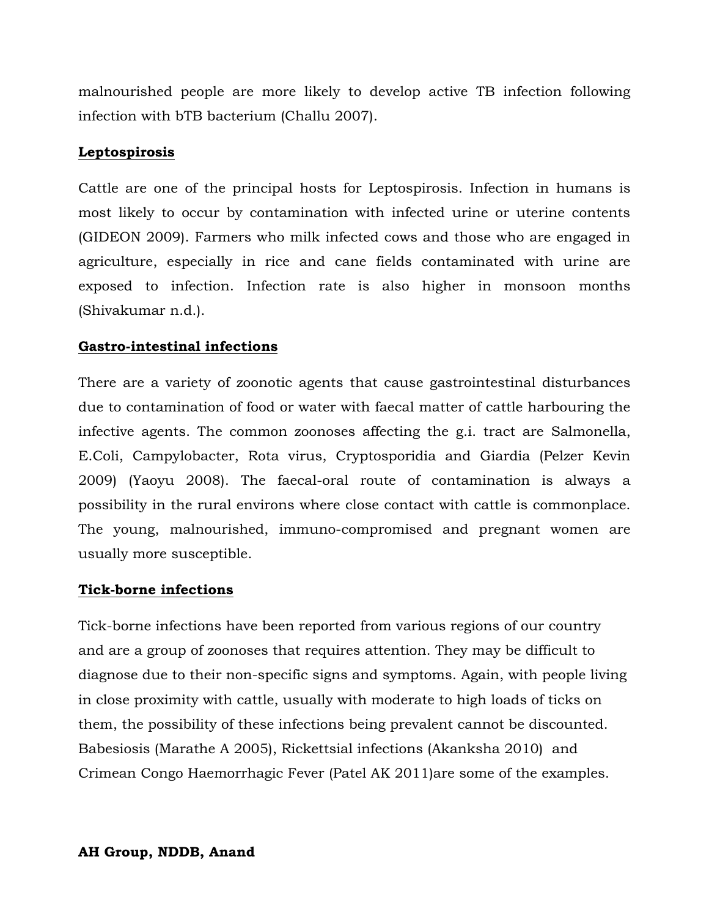malnourished people are more likely to develop active TB infection following infection with bTB bacterium (Challu 2007).

**Leptospirosis**

Cattle are one of the principal hosts for Leptospirosis. Infection in humans is most likely to occur by contamination with infected urine or uterine contents (GIDEON 2009). Farmers who milk infected cows and those who are engaged in agriculture, especially in rice and cane fields contaminated with urine are exposed to infection. Infection rate is also higher in monsoon months (Shivakumar n.d.).

**Gastro-intestinal infections**

There are a variety of zoonotic agents that cause gastrointestinal disturbances due to contamination of food or water with faecal matter of cattle harbouring the infective agents. The common zoonoses affecting the g.i. tract are Salmonella, E.Coli, Campylobacter, Rota virus, Cryptosporidia and Giardia (Pelzer Kevin 2009) (Yaoyu 2008). The faecal-oral route of contamination is always a possibility in the rural environs where close contact with cattle is commonplace. The young, malnourished, immuno-compromised and pregnant women are usually more susceptible.

**Tick-borne infections**

Tick-borne infections have been reported from various regions of our country and are a group of zoonoses that requires attention. They may be difficult to diagnose due to their non-specific signs and symptoms. Again, with people living in close proximity with cattle, usually with moderate to high loads of ticks on them, the possibility of these infections being prevalent cannot be discounted. Babesiosis (Marathe A 2005), Rickettsial infections (Akanksha 2010) and Crimean Congo Haemorrhagic Fever (Patel AK 2011)are some of the examples.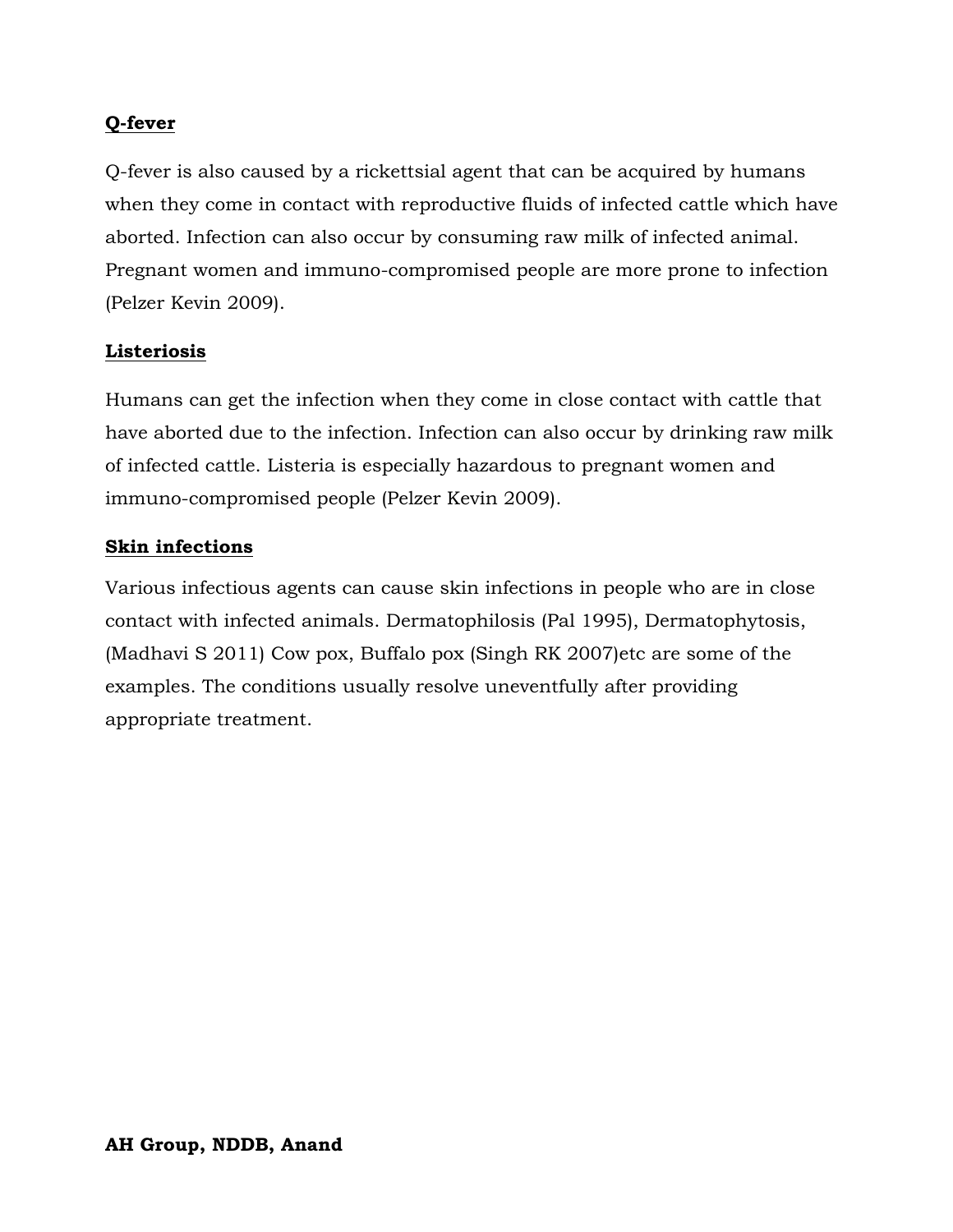**Q-fever**

Q-fever is also caused by a rickettsial agent that can be acquired by humans when they come in contact with reproductive fluids of infected cattle which have aborted. Infection can also occur by consuming raw milk of infected animal. Pregnant women and immuno-compromised people are more prone to infection (Pelzer Kevin 2009).

**Listeriosis**

Humans can get the infection when they come in close contact with cattle that have aborted due to the infection. Infection can also occur by drinking raw milk of infected cattle. Listeria is especially hazardous to pregnant women and immuno-compromised people (Pelzer Kevin 2009).

**Skin infections**

Various infectious agents can cause skin infections in people who are in close contact with infected animals. Dermatophilosis (Pal 1995), Dermatophytosis, (Madhavi S 2011) Cow pox, Buffalo pox (Singh RK 2007)etc are some of the examples. The conditions usually resolve uneventfully after providing appropriate treatment.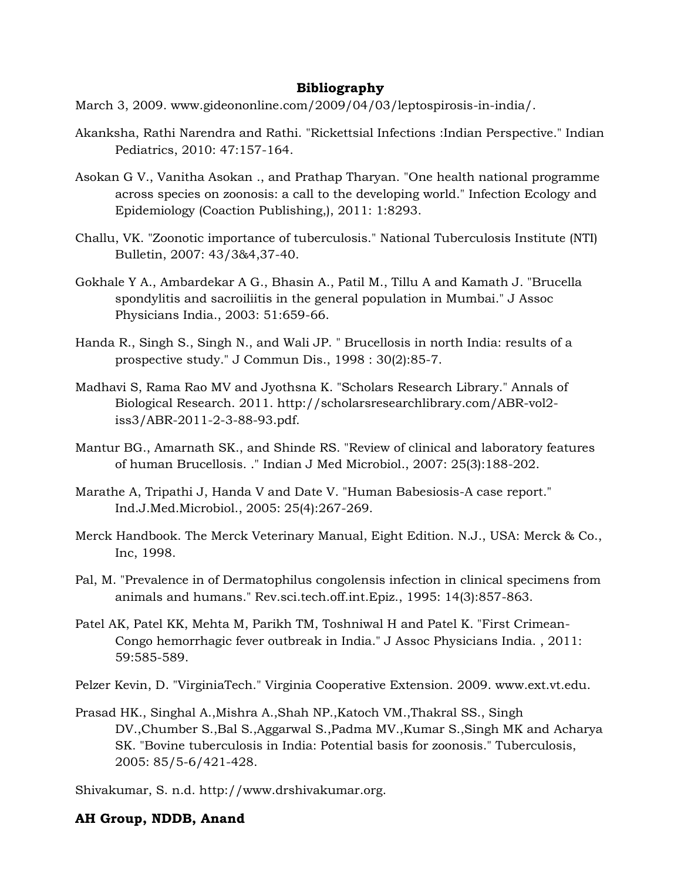## Bibliography

March 3, 2009. www.gideononline.com/2009/04/03/leptospirosis-in-india/.

Akanksha, Rathi Narendra and Rathi. "Rickettsial Infections :Indian Perspective." Indian Pediatrics, 2010: 47:157-164.

Asokan G V., Vanitha Asokan ., and Prathap Tharyan. "One health national programme across species on zoonosis: a call to the developing world." Infection Ecology and Epidemiology (Coaction Publishing,), 2011: 1:8293.

Challu, VK. "Zoonotic importance of tuberculosis." National Tuberculosis Institute (NTI) Bulletin, 2007: 43/3&4,37-40.

Gokhale Y A., Ambardekar A G., Bhasin A., Patil M., Tillu A and Kamath J. "Brucella spondylitis and sacroiliitis in the general population in Mumbai." J Assoc Physicians India., 2003: 51:659-66.

Handa R., Singh S., Singh N., and Wali JP. " Brucellosis in north India: results of a prospective study." J Commun Dis., 1998 : 30(2):85-7.

Madhavi S, Rama Rao MV and Jyothsna K. "Scholars Research Library." Annals of Biological Research. 2011. http://scholarsresearchlibrary.com/ABR-vol2-iss3/ABR-2011-2-3-88-93.pdf.

Mantur BG., Amarnath SK., and Shinde RS. "Review of clinical and laboratory features of human Brucellosis. ." Indian J Med Microbiol., 2007: 25(3):188-202.

Marathe A, Tripathi J, Handa V and Date V. "Human Babesiosis-A case report." Ind.J.Med.Microbiol., 2005: 25(4):267-269.

Merck Handbook. The Merck Veterinary Manual, Eight Edition. N.J., USA: Merck & Co., Inc, 1998.

Pal, M. "Prevalence in of Dermatophilus congolensis infection in clinical specimens from animals and humans." Rev.sci.tech.off.int.Epiz., 1995: 14(3):857-863.

Patel AK, Patel KK, Mehta M, Parikh TM, Toshniwal H and Patel K. "First Crimean-Congo hemorrhagic fever outbreak in India." J Assoc Physicians India. , 2011: 59:585-589.

Pelzer Kevin, D. "VirginiaTech." Virginia Cooperative Extension. 2009. www.ext.vt.edu.

Prasad HK., Singhal A.,Mishra A.,Shah NP.,Katoch VM.,Thakral SS., Singh DV.,Chumber S.,Bal S.,Aggarwal S.,Padma MV.,Kumar S.,Singh MK and Acharya SK. "Bovine tuberculosis in India: Potential basis for zoonosis." Tuberculosis, 2005: 85/5-6/421-428.

Shivakumar, S. n.d. http://www.drshivakumar.org.

**AH Group, NDDB, Anand**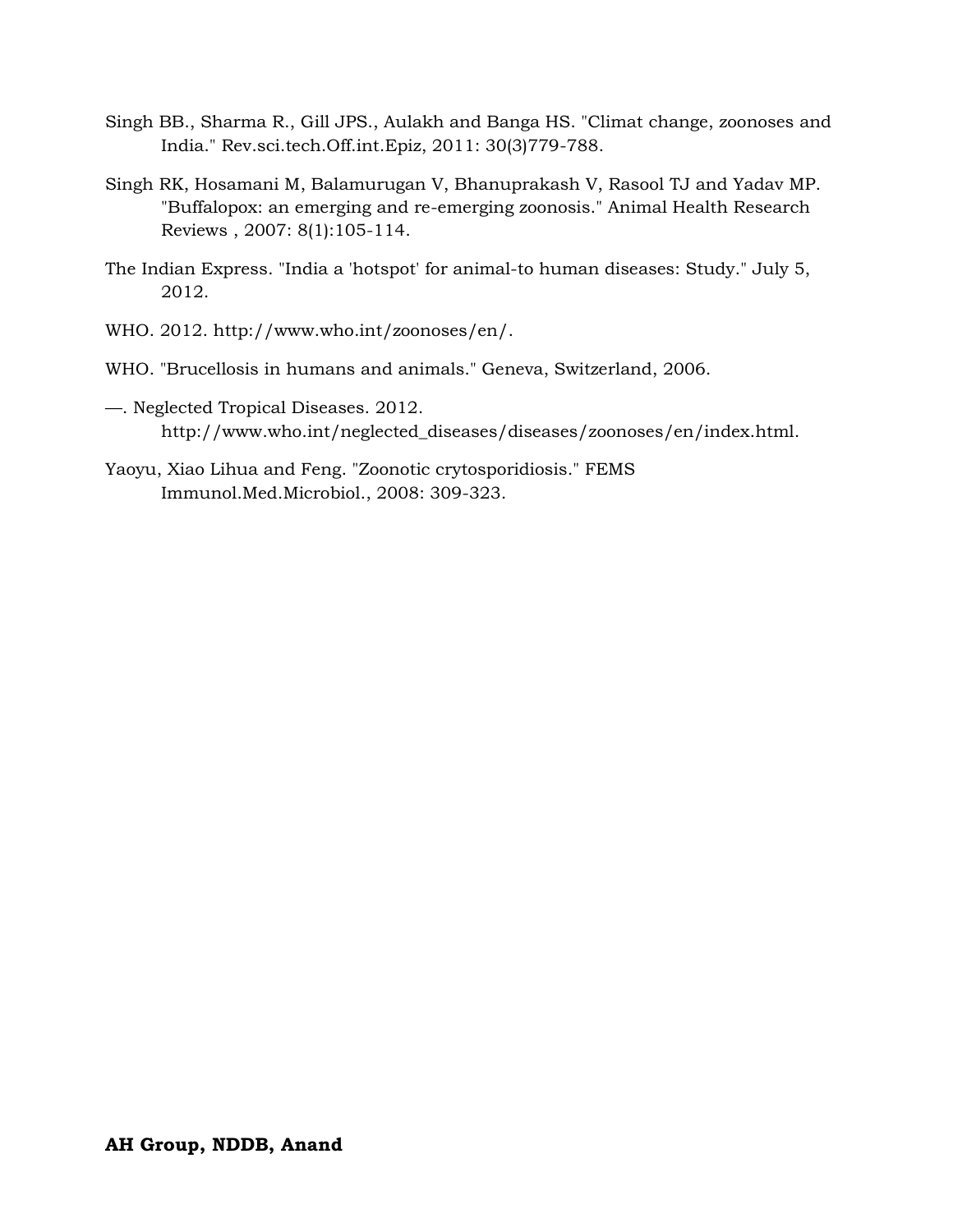Singh BB., Sharma R., Gill JPS., Aulakh and Banga HS. "Climat change, zoonoses and India." Rev.sci.tech.Off.int.Epiz, 2011: 30(3)779-788.

Singh RK, Hosamani M, Balamurugan V, Bhanuprakash V, Rasool TJ and Yadav MP. "Buffalopox: an emerging and re-emerging zoonosis." Animal Health Research Reviews , 2007: 8(1):105-114.

The Indian Express. "India a 'hotspot' for animal-to human diseases: Study." July 5, 2012.

WHO. 2012. http://www.who.int/zoonoses/en/.

WHO. "Brucellosis in humans and animals." Geneva, Switzerland, 2006.

—. Neglected Tropical Diseases. 2012. http://www.who.int/neglected_diseases/diseases/zoonoses/en/index.html.

Yaoyu, Xiao Lihua and Feng. "Zoonotic crytosporidiosis." FEMS Immunol.Med.Microbiol., 2008: 309-323.

**AH Group, NDDB, Anand**